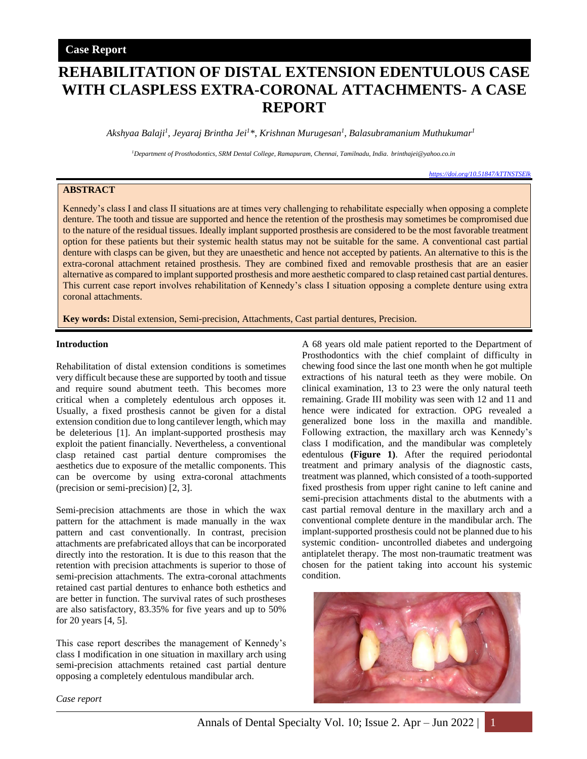Case Report

# REHABILITATION OF DISTAL EXTENSION EDENTULOUS CASE WITH CLASPLESS EXTRA-CORONAL ATTACHMENTS- A CASE REPORT

*Akshyaa Balaji[1], Jeyaraj Brintha Jei[1]*, Krishnan Murugesan[1], Balasubramanium Muthukumar[1]*

[1]Department of Prosthodontics, SRM Dental College, Ramapuram, Chennai, Tamilnadu, India. brinthajei@yahoo.co.in

https://doi.org/10.51847/kTTNSTSElk

## ABSTRACT

Kennedy's class I and class II situations are at times very challenging to rehabilitate especially when opposing a complete denture. The tooth and tissue are supported and hence the retention of the prosthesis may sometimes be compromised due to the nature of the residual tissues. Ideally implant supported prosthesis are considered to be the most favorable treatment option for these patients but their systemic health status may not be suitable for the same. A conventional cast partial denture with clasps can be given, but they are unaesthetic and hence not accepted by patients. An alternative to this is the extra-coronal attachment retained prosthesis. They are combined fixed and removable prosthesis that are an easier alternative as compared to implant supported prosthesis and more aesthetic compared to clasp retained cast partial dentures. This current case report involves rehabilitation of Kennedy's class I situation opposing a complete denture using extra coronal attachments.

**Key words:** Distal extension, Semi-precision, Attachments, Cast partial dentures, Precision.

## Introduction

Rehabilitation of distal extension conditions is sometimes very difficult because these are supported by tooth and tissue and require sound abutment teeth. This becomes more critical when a completely edentulous arch opposes it. Usually, a fixed prosthesis cannot be given for a distal extension condition due to long cantilever length, which may be deleterious [1]. An implant-supported prosthesis may exploit the patient financially. Nevertheless, a conventional clasp retained cast partial denture compromises the aesthetics due to exposure of the metallic components. This can be overcome by using extra-coronal attachments (precision or semi-precision) [2, 3].

Semi-precision attachments are those in which the wax pattern for the attachment is made manually in the wax pattern and cast conventionally. In contrast, precision attachments are prefabricated alloys that can be incorporated directly into the restoration. It is due to this reason that the retention with precision attachments is superior to those of semi-precision attachments. The extra-coronal attachments retained cast partial dentures to enhance both esthetics and are better in function. The survival rates of such prostheses are also satisfactory, 83.35% for five years and up to 50% for 20 years [4, 5].

This case report describes the management of Kennedy's class I modification in one situation in maxillary arch using semi-precision attachments retained cast partial denture opposing a completely edentulous mandibular arch.

*Case report*

A 68 years old male patient reported to the Department of Prosthodontics with the chief complaint of difficulty in chewing food since the last one month when he got multiple extractions of his natural teeth as they were mobile. On clinical examination, 13 to 23 were the only natural teeth remaining. Grade III mobility was seen with 12 and 11 and hence were indicated for extraction. OPG revealed a generalized bone loss in the maxilla and mandible. Following extraction, the maxillary arch was Kennedy's class I modification, and the mandibular was completely edentulous **(Figure 1)**. After the required periodontal treatment and primary analysis of the diagnostic casts, treatment was planned, which consisted of a tooth-supported fixed prosthesis from upper right canine to left canine and semi-precision attachments distal to the abutments with a cast partial removal denture in the maxillary arch and a conventional complete denture in the mandibular arch. The implant-supported prosthesis could not be planned due to his systemic condition- uncontrolled diabetes and undergoing antiplatelet therapy. The most non-traumatic treatment was chosen for the patient taking into account his systemic condition.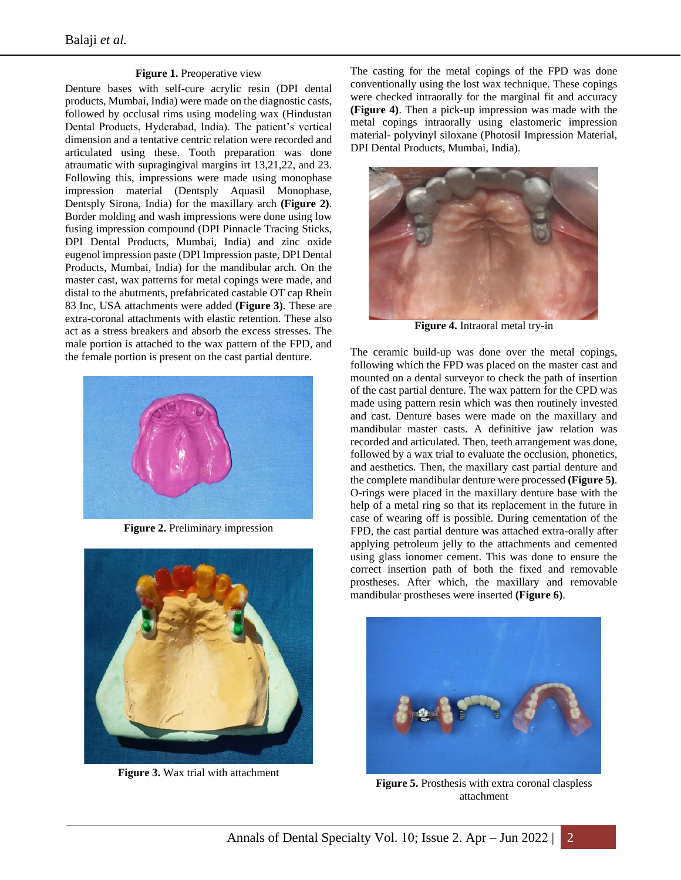**Figure 1.** Preoperative view

Denture bases with self-cure acrylic resin (DPI dental products, Mumbai, India) were made on the diagnostic casts, followed by occlusal rims using modeling wax (Hindustan Dental Products, Hyderabad, India). The patient's vertical dimension and a tentative centric relation were recorded and articulated using these. Tooth preparation was done atraumatic with supragingival margins irt 13,21,22, and 23. Following this, impressions were made using monophase impression material (Dentsply Aquasil Monophase, Dentsply Sirona, India) for the maxillary arch **(Figure 2)**. Border molding and wash impressions were done using low fusing impression compound (DPI Pinnacle Tracing Sticks, DPI Dental Products, Mumbai, India) and zinc oxide eugenol impression paste (DPI Impression paste, DPI Dental Products, Mumbai, India) for the mandibular arch. On the master cast, wax patterns for metal copings were made, and distal to the abutments, prefabricated castable OT cap Rhein 83 Inc, USA attachments were added **(Figure 3)**. These are extra-coronal attachments with elastic retention. These also act as a stress breakers and absorb the excess stresses. The male portion is attached to the wax pattern of the FPD, and the female portion is present on the cast partial denture.

**Figure 2.** Preliminary impression

**Figure 3.** Wax trial with attachment

The casting for the metal copings of the FPD was done conventionally using the lost wax technique. These copings were checked intraorally for the marginal fit and accuracy **(Figure 4)**. Then a pick-up impression was made with the metal copings intraorally using elastomeric impression material- polyvinyl siloxane (Photosil Impression Material, DPI Dental Products, Mumbai, India).

**Figure 4.** Intraoral metal try-in

The ceramic build-up was done over the metal copings, following which the FPD was placed on the master cast and mounted on a dental surveyor to check the path of insertion of the cast partial denture. The wax pattern for the CPD was made using pattern resin which was then routinely invested and cast. Denture bases were made on the maxillary and mandibular master casts. A definitive jaw relation was recorded and articulated. Then, teeth arrangement was done, followed by a wax trial to evaluate the occlusion, phonetics, and aesthetics. Then, the maxillary cast partial denture and the complete mandibular denture were processed **(Figure 5)**. O-rings were placed in the maxillary denture base with the help of a metal ring so that its replacement in the future in case of wearing off is possible. During cementation of the FPD, the cast partial denture was attached extra-orally after applying petroleum jelly to the attachments and cemented using glass ionomer cement. This was done to ensure the correct insertion path of both the fixed and removable prostheses. After which, the maxillary and removable mandibular prostheses were inserted **(Figure 6)**.

**Figure 5.** Prosthesis with extra coronal claspless attachment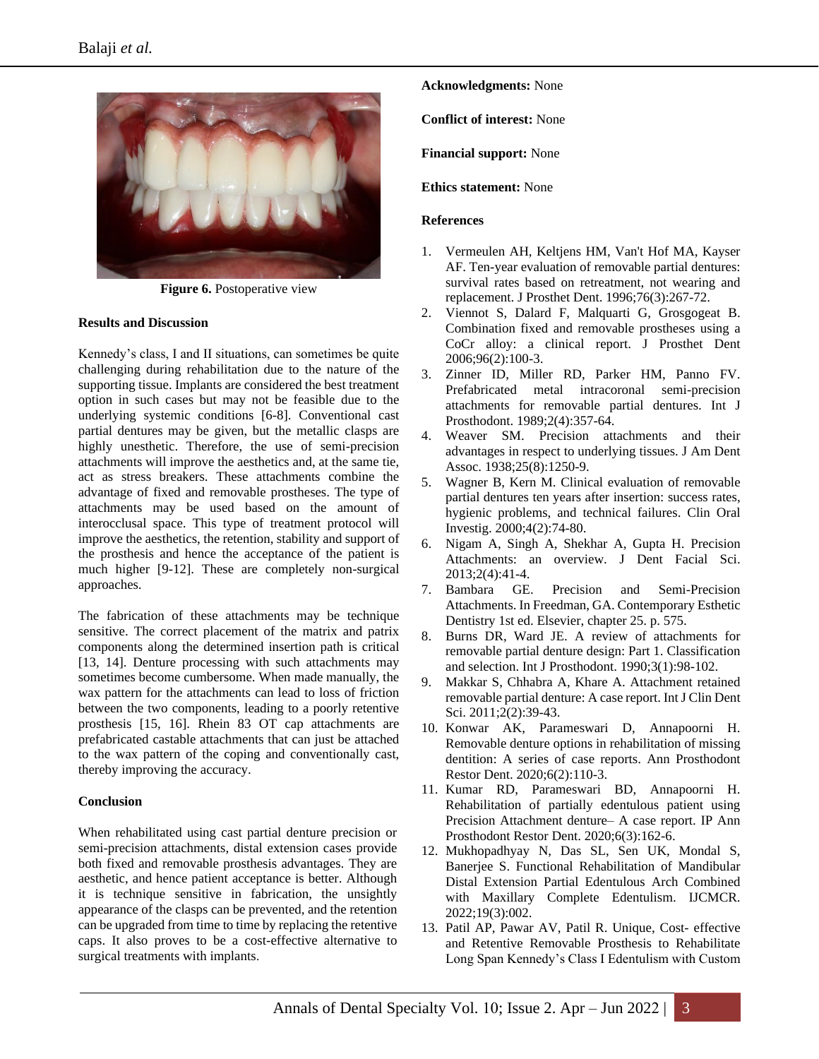**Figure 6.** Postoperative view

**Results and Discussion**

Kennedy's class, I and II situations, can sometimes be quite challenging during rehabilitation due to the nature of the supporting tissue. Implants are considered the best treatment option in such cases but may not be feasible due to the underlying systemic conditions [6-8]. Conventional cast partial dentures may be given, but the metallic clasps are highly unesthetic. Therefore, the use of semi-precision attachments will improve the aesthetics and, at the same tie, act as stress breakers. These attachments combine the advantage of fixed and removable prostheses. The type of attachments may be used based on the amount of interocclusal space. This type of treatment protocol will improve the aesthetics, the retention, stability and support of the prosthesis and hence the acceptance of the patient is much higher [9-12]. These are completely non-surgical approaches.

The fabrication of these attachments may be technique sensitive. The correct placement of the matrix and patrix components along the determined insertion path is critical [13, 14]. Denture processing with such attachments may sometimes become cumbersome. When made manually, the wax pattern for the attachments can lead to loss of friction between the two components, leading to a poorly retentive prosthesis [15, 16]. Rhein 83 OT cap attachments are prefabricated castable attachments that can just be attached to the wax pattern of the coping and conventionally cast, thereby improving the accuracy.

**Conclusion**

When rehabilitated using cast partial denture precision or semi-precision attachments, distal extension cases provide both fixed and removable prosthesis advantages. They are aesthetic, and hence patient acceptance is better. Although it is technique sensitive in fabrication, the unsightly appearance of the clasps can be prevented, and the retention can be upgraded from time to time by replacing the retentive caps. It also proves to be a cost-effective alternative to surgical treatments with implants.

**Acknowledgments:** None

**Conflict of interest:** None

**Financial support:** None

**Ethics statement:** None

**References**

1. Vermeulen AH, Keltjens HM, Van't Hof MA, Kayser AF. Ten-year evaluation of removable partial dentures: survival rates based on retreatment, not wearing and replacement. J Prosthet Dent. 1996;76(3):267-72.
2. Viennot S, Dalard F, Malquarti G, Grosgogeat B. Combination fixed and removable prostheses using a CoCr alloy: a clinical report. J Prosthet Dent 2006;96(2):100-3.
3. Zinner ID, Miller RD, Parker HM, Panno FV. Prefabricated metal intracoronal semi-precision attachments for removable partial dentures. Int J Prosthodont. 1989;2(4):357-64.
4. Weaver SM. Precision attachments and their advantages in respect to underlying tissues. J Am Dent Assoc. 1938;25(8):1250-9.
5. Wagner B, Kern M. Clinical evaluation of removable partial dentures ten years after insertion: success rates, hygienic problems, and technical failures. Clin Oral Investig. 2000;4(2):74-80.
6. Nigam A, Singh A, Shekhar A, Gupta H. Precision Attachments: an overview. J Dent Facial Sci. 2013;2(4):41-4.
7. Bambara GE. Precision and Semi-Precision Attachments. In Freedman, GA. Contemporary Esthetic Dentistry 1st ed. Elsevier, chapter 25. p. 575.
8. Burns DR, Ward JE. A review of attachments for removable partial denture design: Part 1. Classification and selection. Int J Prosthodont. 1990;3(1):98-102.
9. Makkar S, Chhabra A, Khare A. Attachment retained removable partial denture: A case report. Int J Clin Dent Sci. 2011;2(2):39-43.
10. Konwar AK, Parameswari D, Annapoorni H. Removable denture options in rehabilitation of missing dentition: A series of case reports. Ann Prosthodont Restor Dent. 2020;6(2):110-3.
11. Kumar RD, Parameswari BD, Annapoorni H. Rehabilitation of partially edentulous patient using Precision Attachment denture– A case report. IP Ann Prosthodont Restor Dent. 2020;6(3):162-6.
12. Mukhopadhyay N, Das SL, Sen UK, Mondal S, Banerjee S. Functional Rehabilitation of Mandibular Distal Extension Partial Edentulous Arch Combined with Maxillary Complete Edentulism. IJCMCR. 2022;19(3):002.
13. Patil AP, Pawar AV, Patil R. Unique, Cost- effective and Retentive Removable Prosthesis to Rehabilitate Long Span Kennedy's Class I Edentulism with Custom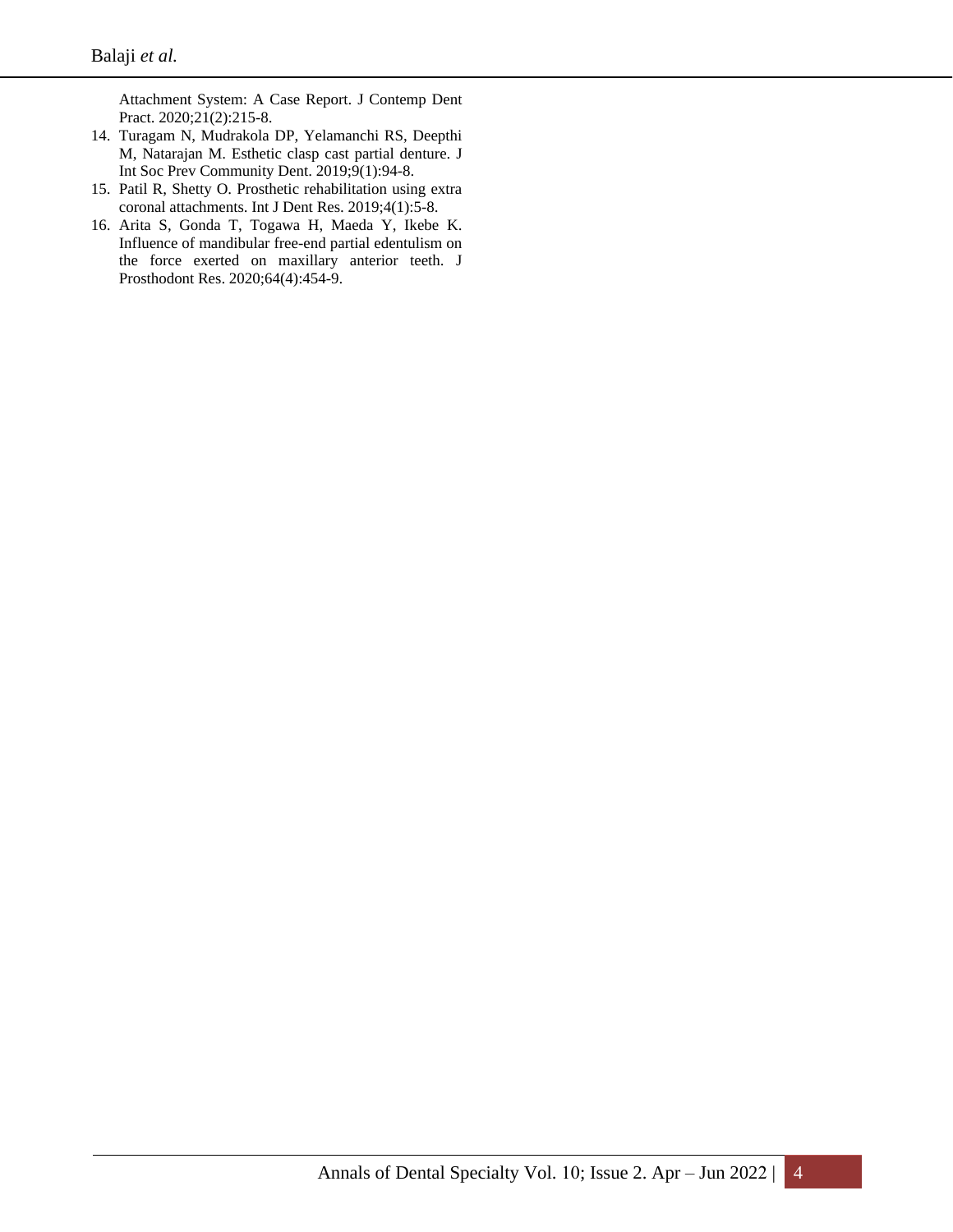Attachment System: A Case Report. J Contemp Dent Pract. 2020;21(2):215-8.

14. Turagam N, Mudrakola DP, Yelamanchi RS, Deepthi M, Natarajan M. Esthetic clasp cast partial denture. J Int Soc Prev Community Dent. 2019;9(1):94-8.
15. Patil R, Shetty O. Prosthetic rehabilitation using extra coronal attachments. Int J Dent Res. 2019;4(1):5-8.
16. Arita S, Gonda T, Togawa H, Maeda Y, Ikebe K. Influence of mandibular free-end partial edentulism on the force exerted on maxillary anterior teeth. J Prosthodont Res. 2020;64(4):454-9.